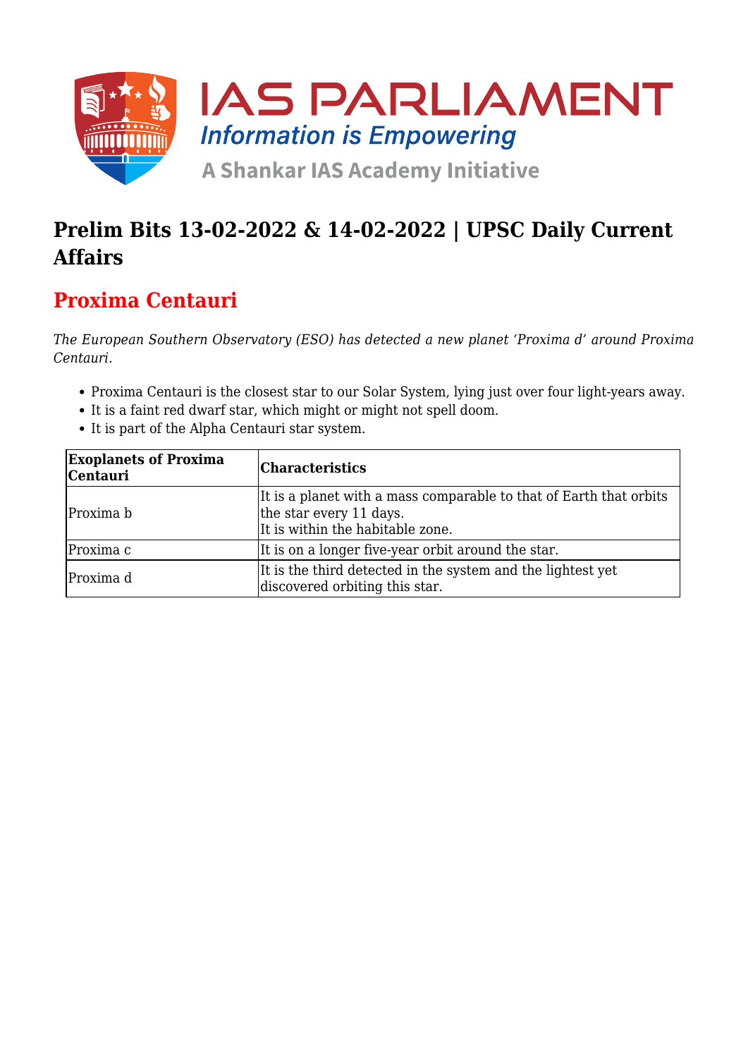# Prelim Bits 13-02-2022 & 14-02-2022 | UPSC Daily Current Affairs

## Proxima Centauri

*The European Southern Observatory (ESO) has detected a new planet 'Proxima d' around Proxima Centauri.*

- Proxima Centauri is the closest star to our Solar System, lying just over four light-years away.
- It is a faint red dwarf star, which might or might not spell doom.
- It is part of the Alpha Centauri star system.

| **Exoplanets of Proxima Centauri** | **Characteristics** |
|---|---|
| Proxima b | It is a planet with a mass comparable to that of Earth that orbits the star every 11 days.<br>It is within the habitable zone. |
| Proxima c | It is on a longer five-year orbit around the star. |
| Proxima d | It is the third detected in the system and the lightest yet discovered orbiting this star. |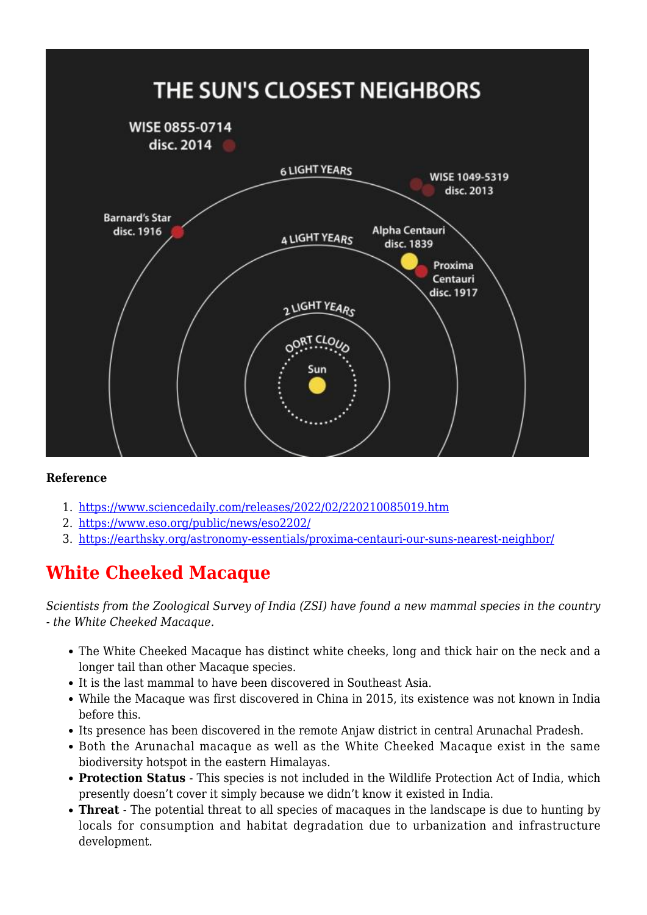**Reference**

1. https://www.sciencedaily.com/releases/2022/02/220210085019.htm
2. https://www.eso.org/public/news/eso2202/
3. https://earthsky.org/astronomy-essentials/proxima-centauri-our-suns-nearest-neighbor/

# White Cheeked Macaque

*Scientists from the Zoological Survey of India (ZSI) have found a new mammal species in the country - the White Cheeked Macaque.*

- The White Cheeked Macaque has distinct white cheeks, long and thick hair on the neck and a longer tail than other Macaque species.
- It is the last mammal to have been discovered in Southeast Asia.
- While the Macaque was first discovered in China in 2015, its existence was not known in India before this.
- Its presence has been discovered in the remote Anjaw district in central Arunachal Pradesh.
- Both the Arunachal macaque as well as the White Cheeked Macaque exist in the same biodiversity hotspot in the eastern Himalayas.
- **Protection Status** - This species is not included in the Wildlife Protection Act of India, which presently doesn't cover it simply because we didn't know it existed in India.
- **Threat** - The potential threat to all species of macaques in the landscape is due to hunting by locals for consumption and habitat degradation due to urbanization and infrastructure development.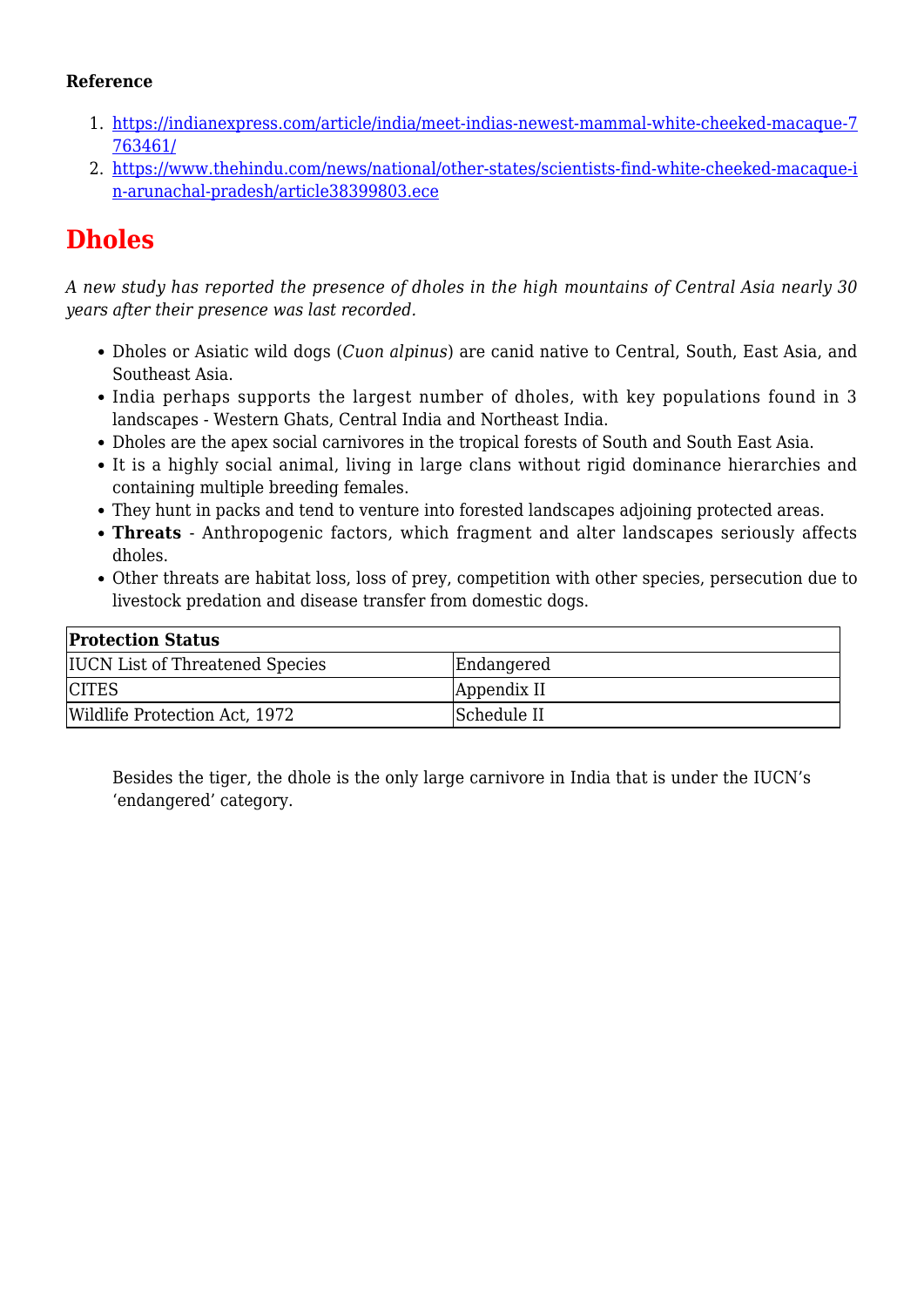**Reference**

1. https://indianexpress.com/article/india/meet-indias-newest-mammal-white-cheeked-macaque-7763461/
2. https://www.thehindu.com/news/national/other-states/scientists-find-white-cheeked-macaque-in-arunachal-pradesh/article38399803.ece

# Dholes

*A new study has reported the presence of dholes in the high mountains of Central Asia nearly 30 years after their presence was last recorded.*

- Dholes or Asiatic wild dogs (*Cuon alpinus*) are canid native to Central, South, East Asia, and Southeast Asia.
- India perhaps supports the largest number of dholes, with key populations found in 3 landscapes - Western Ghats, Central India and Northeast India.
- Dholes are the apex social carnivores in the tropical forests of South and South East Asia.
- It is a highly social animal, living in large clans without rigid dominance hierarchies and containing multiple breeding females.
- They hunt in packs and tend to venture into forested landscapes adjoining protected areas.
- **Threats** - Anthropogenic factors, which fragment and alter landscapes seriously affects dholes.
- Other threats are habitat loss, loss of prey, competition with other species, persecution due to livestock predation and disease transfer from domestic dogs.

| **Protection Status** | |
|---|---|
| IUCN List of Threatened Species | Endangered |
| CITES | Appendix II |
| Wildlife Protection Act, 1972 | Schedule II |

> Besides the tiger, the dhole is the only large carnivore in India that is under the IUCN's 'endangered' category.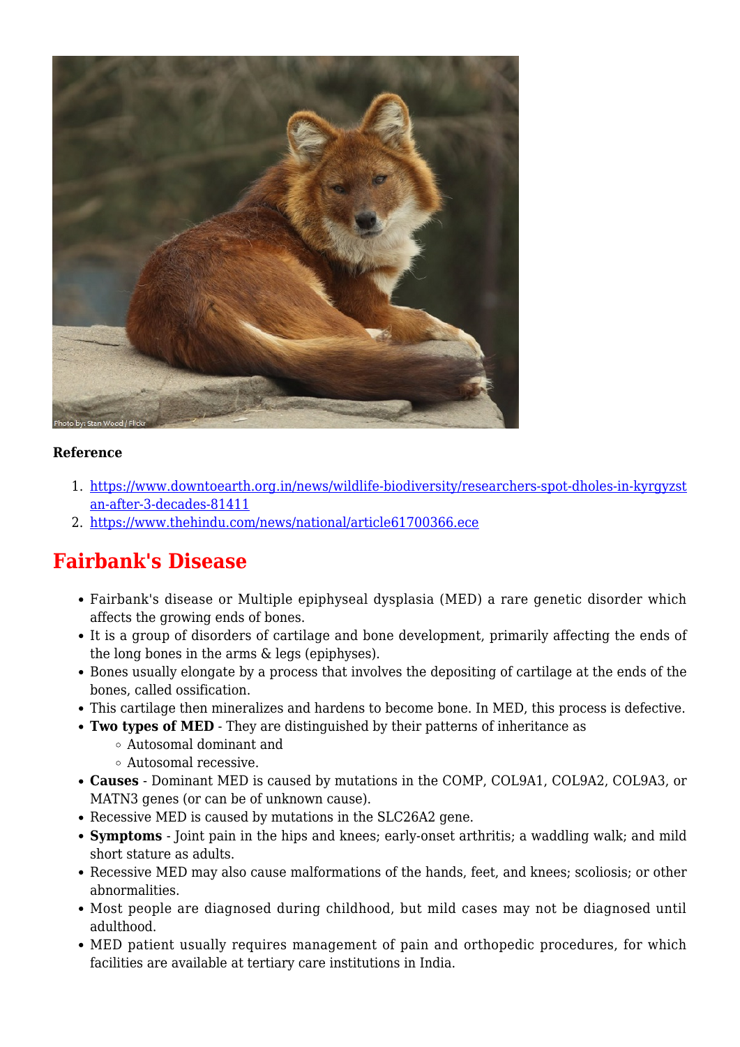**Reference**

1. https://www.downtoearth.org.in/news/wildlife-biodiversity/researchers-spot-dholes-in-kyrgyzstan-after-3-decades-81411
2. https://www.thehindu.com/news/national/article61700366.ece

## Fairbank's Disease

- Fairbank's disease or Multiple epiphyseal dysplasia (MED) a rare genetic disorder which affects the growing ends of bones.
- It is a group of disorders of cartilage and bone development, primarily affecting the ends of the long bones in the arms & legs (epiphyses).
- Bones usually elongate by a process that involves the depositing of cartilage at the ends of the bones, called ossification.
- This cartilage then mineralizes and hardens to become bone. In MED, this process is defective.
- **Two types of MED** - They are distinguished by their patterns of inheritance as
    - Autosomal dominant and
    - Autosomal recessive.
- **Causes** - Dominant MED is caused by mutations in the COMP, COL9A1, COL9A2, COL9A3, or MATN3 genes (or can be of unknown cause).
- Recessive MED is caused by mutations in the SLC26A2 gene.
- **Symptoms** - Joint pain in the hips and knees; early-onset arthritis; a waddling walk; and mild short stature as adults.
- Recessive MED may also cause malformations of the hands, feet, and knees; scoliosis; or other abnormalities.
- Most people are diagnosed during childhood, but mild cases may not be diagnosed until adulthood.
- MED patient usually requires management of pain and orthopedic procedures, for which facilities are available at tertiary care institutions in India.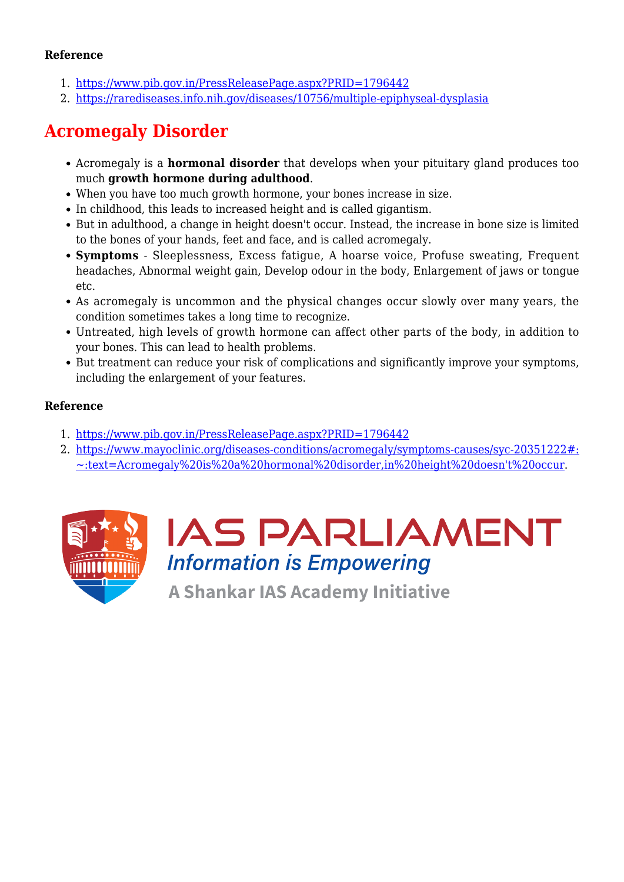**Reference**

1. https://www.pib.gov.in/PressReleasePage.aspx?PRID=1796442
2. https://rarediseases.info.nih.gov/diseases/10756/multiple-epiphyseal-dysplasia

## Acromegaly Disorder

- Acromegaly is a **hormonal disorder** that develops when your pituitary gland produces too much **growth hormone during adulthood**.
- When you have too much growth hormone, your bones increase in size.
- In childhood, this leads to increased height and is called gigantism.
- But in adulthood, a change in height doesn't occur. Instead, the increase in bone size is limited to the bones of your hands, feet and face, and is called acromegaly.
- **Symptoms** - Sleeplessness, Excess fatigue, A hoarse voice, Profuse sweating, Frequent headaches, Abnormal weight gain, Develop odour in the body, Enlargement of jaws or tongue etc.
- As acromegaly is uncommon and the physical changes occur slowly over many years, the condition sometimes takes a long time to recognize.
- Untreated, high levels of growth hormone can affect other parts of the body, in addition to your bones. This can lead to health problems.
- But treatment can reduce your risk of complications and significantly improve your symptoms, including the enlargement of your features.

**Reference**

1. https://www.pib.gov.in/PressReleasePage.aspx?PRID=1796442
2. https://www.mayoclinic.org/diseases-conditions/acromegaly/symptoms-causes/syc-20351222#:~:text=Acromegaly%20is%20a%20hormonal%20disorder,in%20height%20doesn't%20occur.

IAS PARLIAMENT
*Information is Empowering*
A Shankar IAS Academy Initiative